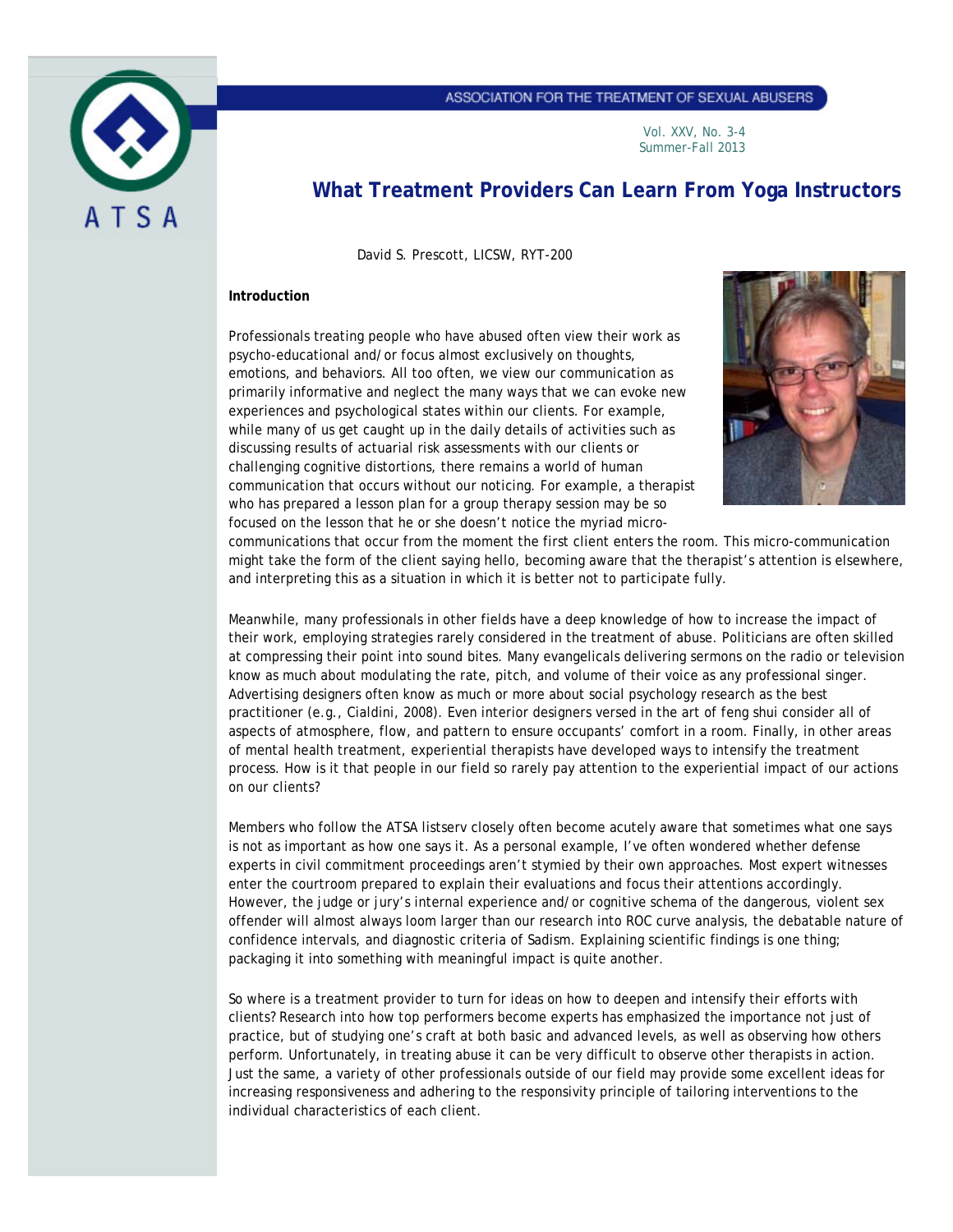ASSOCIATION FOR THE TREATMENT OF SEXUAL ABUSERS

Vol. XXV, No. 3-4
Summer-Fall 2013

# What Treatment Providers Can Learn From Yoga Instructors

David S. Prescott, LICSW, RYT-200

**Introduction**

Professionals treating people who have abused often view their work as psycho-educational and/or focus almost exclusively on thoughts, emotions, and behaviors. All too often, we view our communication as primarily informative and neglect the many ways that we can evoke new experiences and psychological states within our clients. For example, while many of us get caught up in the daily details of activities such as discussing results of actuarial risk assessments with our clients or challenging cognitive distortions, there remains a world of human communication that occurs without our noticing. For example, a therapist who has prepared a lesson plan for a group therapy session may be so focused on the lesson that he or she doesn't notice the myriad micro-communications that occur from the moment the first client enters the room. This micro-communication might take the form of the client saying hello, becoming aware that the therapist's attention is elsewhere, and interpreting this as a situation in which it is better not to participate fully.

Meanwhile, many professionals in other fields have a deep knowledge of how to increase the impact of their work, employing strategies rarely considered in the treatment of abuse. Politicians are often skilled at compressing their point into sound bites. Many evangelicals delivering sermons on the radio or television know as much about modulating the rate, pitch, and volume of their voice as any professional singer. Advertising designers often know as much or more about social psychology research as the best practitioner (e.g., Cialdini, 2008). Even interior designers versed in the art of feng shui consider all of aspects of atmosphere, flow, and pattern to ensure occupants' comfort in a room. Finally, in other areas of mental health treatment, experiential therapists have developed ways to intensify the treatment process. How is it that people in our field so rarely pay attention to the experiential impact of our actions on our clients?

Members who follow the ATSA listserv closely often become acutely aware that sometimes what one says is not as important as how one says it. As a personal example, I've often wondered whether defense experts in civil commitment proceedings aren't stymied by their own approaches. Most expert witnesses enter the courtroom prepared to explain their evaluations and focus their attentions accordingly. However, the judge or jury's internal experience and/or cognitive schema of the dangerous, violent sex offender will almost always loom larger than our research into ROC curve analysis, the debatable nature of confidence intervals, and diagnostic criteria of Sadism. Explaining scientific findings is one thing; packaging it into something with meaningful impact is quite another.

So where is a treatment provider to turn for ideas on how to deepen and intensify their efforts with clients? Research into how top performers become experts has emphasized the importance not just of practice, but of studying one's craft at both basic and advanced levels, as well as observing how others perform. Unfortunately, in treating abuse it can be very difficult to observe other therapists in action. Just the same, a variety of other professionals outside of our field may provide some excellent ideas for increasing responsiveness and adhering to the responsivity principle of tailoring interventions to the individual characteristics of each client.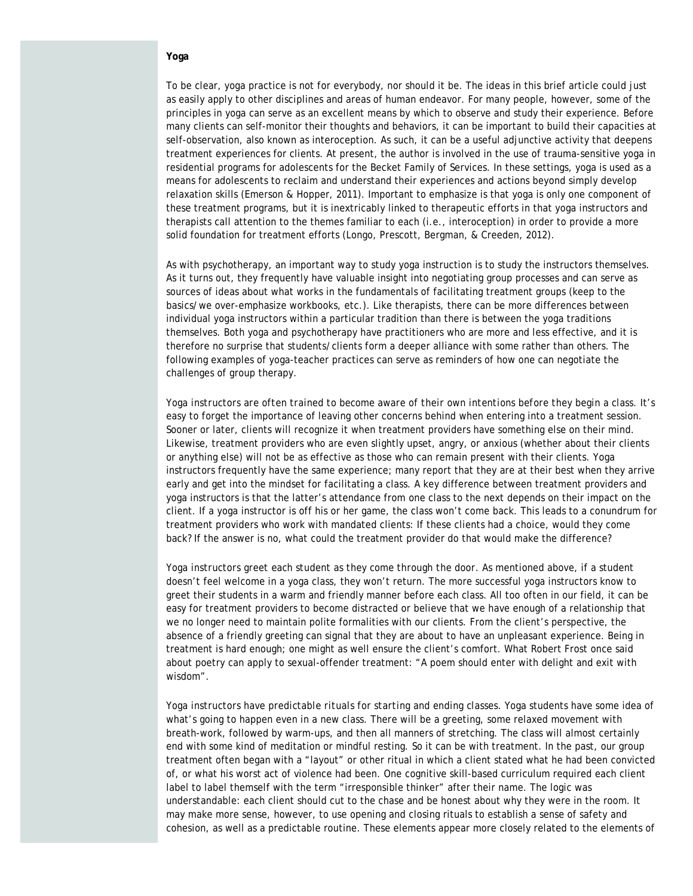**Yoga**

To be clear, yoga practice is not for everybody, nor should it be. The ideas in this brief article could just as easily apply to other disciplines and areas of human endeavor. For many people, however, some of the principles in yoga can serve as an excellent means by which to observe and study their experience. Before many clients can self-monitor their thoughts and behaviors, it can be important to build their capacities at self-observation, also known as interoception. As such, it can be a useful adjunctive activity that deepens treatment experiences for clients. At present, the author is involved in the use of trauma-sensitive yoga in residential programs for adolescents for the Becket Family of Services. In these settings, yoga is used as a means for adolescents to reclaim and understand their experiences and actions beyond simply develop relaxation skills (Emerson & Hopper, 2011). Important to emphasize is that yoga is only one component of these treatment programs, but it is inextricably linked to therapeutic efforts in that yoga instructors and therapists call attention to the themes familiar to each (i.e., interoception) in order to provide a more solid foundation for treatment efforts (Longo, Prescott, Bergman, & Creeden, 2012).

As with psychotherapy, an important way to study yoga instruction is to study the instructors themselves. As it turns out, they frequently have valuable insight into negotiating group processes and can serve as sources of ideas about what works in the fundamentals of facilitating treatment groups (keep to the basics/we over-emphasize workbooks, etc.). Like therapists, there can be more differences between individual yoga instructors within a particular tradition than there is between the yoga traditions themselves. Both yoga and psychotherapy have practitioners who are more and less effective, and it is therefore no surprise that students/clients form a deeper alliance with some rather than others. The following examples of yoga-teacher practices can serve as reminders of how one can negotiate the challenges of group therapy.

*Yoga instructors are often trained to become aware of their own intentions before they begin a class.* It's easy to forget the importance of leaving other concerns behind when entering into a treatment session. Sooner or later, clients will recognize it when treatment providers have something else on their mind. Likewise, treatment providers who are even slightly upset, angry, or anxious (whether about their clients or anything else) will not be as effective as those who can remain present with their clients. Yoga instructors frequently have the same experience; many report that they are at their best when they arrive early and get into the mindset for facilitating a class. A key difference between treatment providers and yoga instructors is that the latter's attendance from one class to the next depends on their impact on the client. If a yoga instructor is off his or her game, the class won't come back. This leads to a conundrum for treatment providers who work with mandated clients: If these clients had a choice, would they come back? If the answer is no, what could the treatment provider do that would make the difference?

*Yoga instructors greet each student as they come through the door.* As mentioned above, if a student doesn't feel welcome in a yoga class, they won't return. The more successful yoga instructors know to greet their students in a warm and friendly manner before each class. All too often in our field, it can be easy for treatment providers to become distracted or believe that we have enough of a relationship that we no longer need to maintain polite formalities with our clients. From the client's perspective, the absence of a friendly greeting can signal that they are about to have an unpleasant experience. Being in treatment is hard enough; one might as well ensure the client's comfort. What Robert Frost once said about poetry can apply to sexual-offender treatment: "A poem should enter with delight and exit with wisdom".

*Yoga instructors have predictable rituals for starting and ending classes.* Yoga students have some idea of what's going to happen even in a new class. There will be a greeting, some relaxed movement with breath-work, followed by warm-ups, and then all manners of stretching. The class will almost certainly end with some kind of meditation or mindful resting. So it can be with treatment. In the past, our group treatment often began with a "layout" or other ritual in which a client stated what he had been convicted of, or what his worst act of violence had been. One cognitive skill-based curriculum required each client label to label themself with the term "irresponsible thinker" after their name. The logic was understandable: each client should cut to the chase and be honest about why they were in the room. It may make more sense, however, to use opening and closing rituals to establish a sense of safety and cohesion, as well as a predictable routine. These elements appear more closely related to the elements of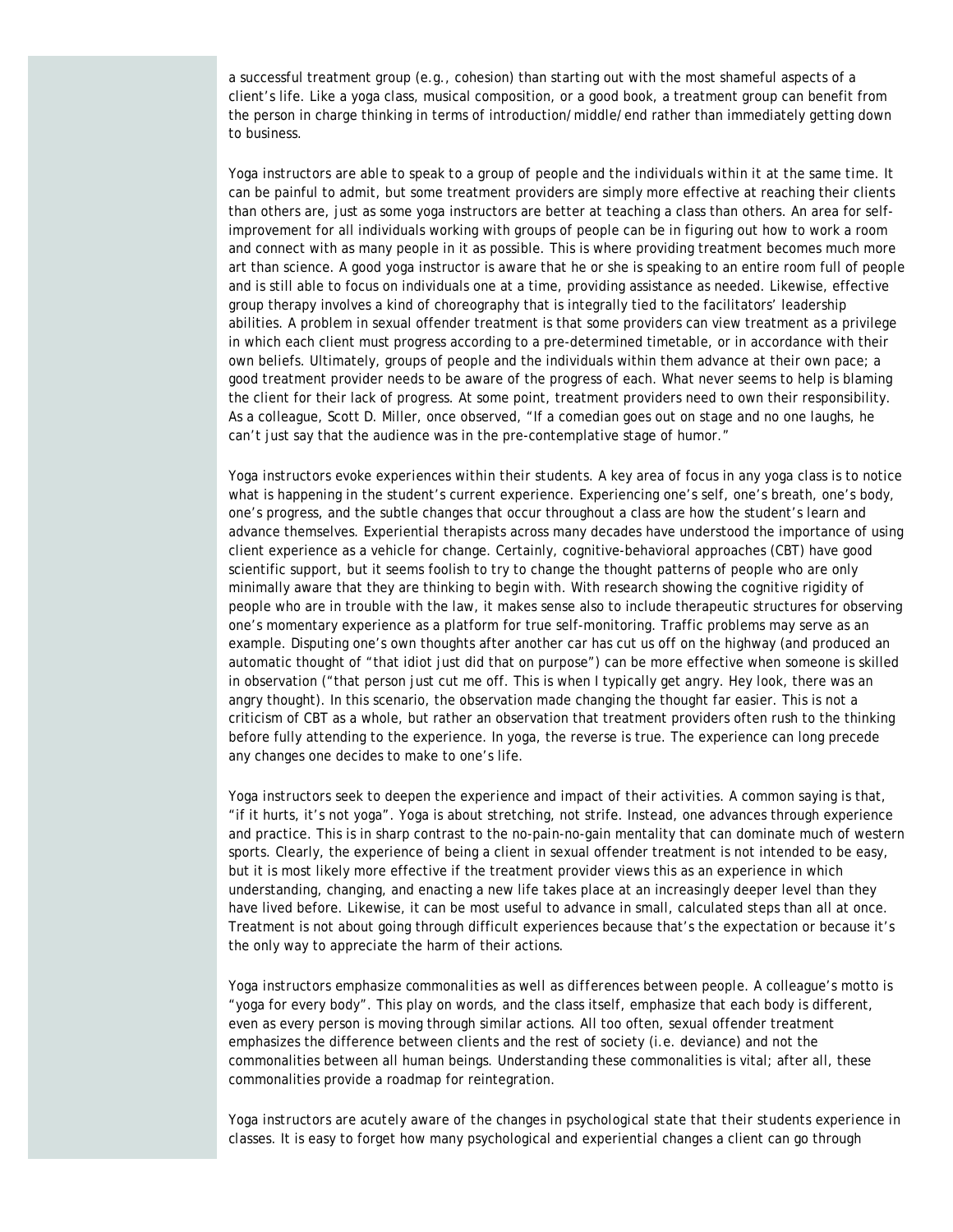a successful treatment group (e.g., cohesion) than starting out with the most shameful aspects of a client's life. Like a yoga class, musical composition, or a good book, a treatment group can benefit from the person in charge thinking in terms of introduction/middle/end rather than immediately getting down to business.

*Yoga instructors are able to speak to a group of people and the individuals within it at the same time.* It can be painful to admit, but some treatment providers are simply more effective at reaching their clients than others are, just as some yoga instructors are better at teaching a class than others. An area for self-improvement for all individuals working with groups of people can be in figuring out how to work a room and connect with as many people in it as possible. This is where providing treatment becomes much more art than science. A good yoga instructor is aware that he or she is speaking to an entire room full of people and is still able to focus on individuals one at a time, providing assistance as needed. Likewise, effective group therapy involves a kind of choreography that is integrally tied to the facilitators' leadership abilities. A problem in sexual offender treatment is that some providers can view treatment as a privilege in which each client must progress according to a pre-determined timetable, or in accordance with their own beliefs. Ultimately, groups of people and the individuals within them advance at their own pace; a good treatment provider needs to be aware of the progress of each. What never seems to help is blaming the client for their lack of progress. At some point, treatment providers need to own their responsibility. As a colleague, Scott D. Miller, once observed, "If a comedian goes out on stage and no one laughs, he can't just say that the audience was in the pre-contemplative stage of humor."

*Yoga instructors evoke experiences within their students.* A key area of focus in any yoga class is to notice what is happening in the student's current experience. Experiencing one's self, one's breath, one's body, one's progress, and the subtle changes that occur throughout a class are how the student's learn and advance themselves. Experiential therapists across many decades have understood the importance of using client experience as a vehicle for change. Certainly, cognitive-behavioral approaches (CBT) have good scientific support, but it seems foolish to try to change the thought patterns of people who are only minimally aware that they are thinking to begin with. With research showing the cognitive rigidity of people who are in trouble with the law, it makes sense also to include therapeutic structures for observing one's momentary experience as a platform for true self-monitoring. Traffic problems may serve as an example. Disputing one's own thoughts after another car has cut us off on the highway (and produced an automatic thought of "that idiot just did that on purpose") can be more effective when someone is skilled in observation ("that person just cut me off. This is when I typically get angry. Hey look, there was an angry thought). In this scenario, the observation made changing the thought far easier. This is not a criticism of CBT as a whole, but rather an observation that treatment providers often rush to the thinking before fully attending to the experience. In yoga, the reverse is true. The experience can long precede any changes one decides to make to one's life.

*Yoga instructors seek to deepen the experience and impact of their activities.* A common saying is that, "if it hurts, it's not yoga". Yoga is about stretching, not strife. Instead, one advances through experience and practice. This is in sharp contrast to the no-pain-no-gain mentality that can dominate much of western sports. Clearly, the experience of being a client in sexual offender treatment is not intended to be easy, but it is most likely more effective if the treatment provider views this as an experience in which understanding, changing, and enacting a new life takes place at an increasingly deeper level than they have lived before. Likewise, it can be most useful to advance in small, calculated steps than all at once. Treatment is not about going through difficult experiences because that's the expectation or because it's the only way to appreciate the harm of their actions.

*Yoga instructors emphasize commonalities as well as differences between people.* A colleague's motto is "yoga for every body". This play on words, and the class itself, emphasize that each body is different, even as every person is moving through similar actions. All too often, sexual offender treatment emphasizes the difference between clients and the rest of society (i.e. deviance) and not the commonalities between all human beings. Understanding these commonalities is vital; after all, these commonalities provide a roadmap for reintegration.

*Yoga instructors are acutely aware of the changes in psychological state that their students experience in classes.* It is easy to forget how many psychological and experiential changes a client can go through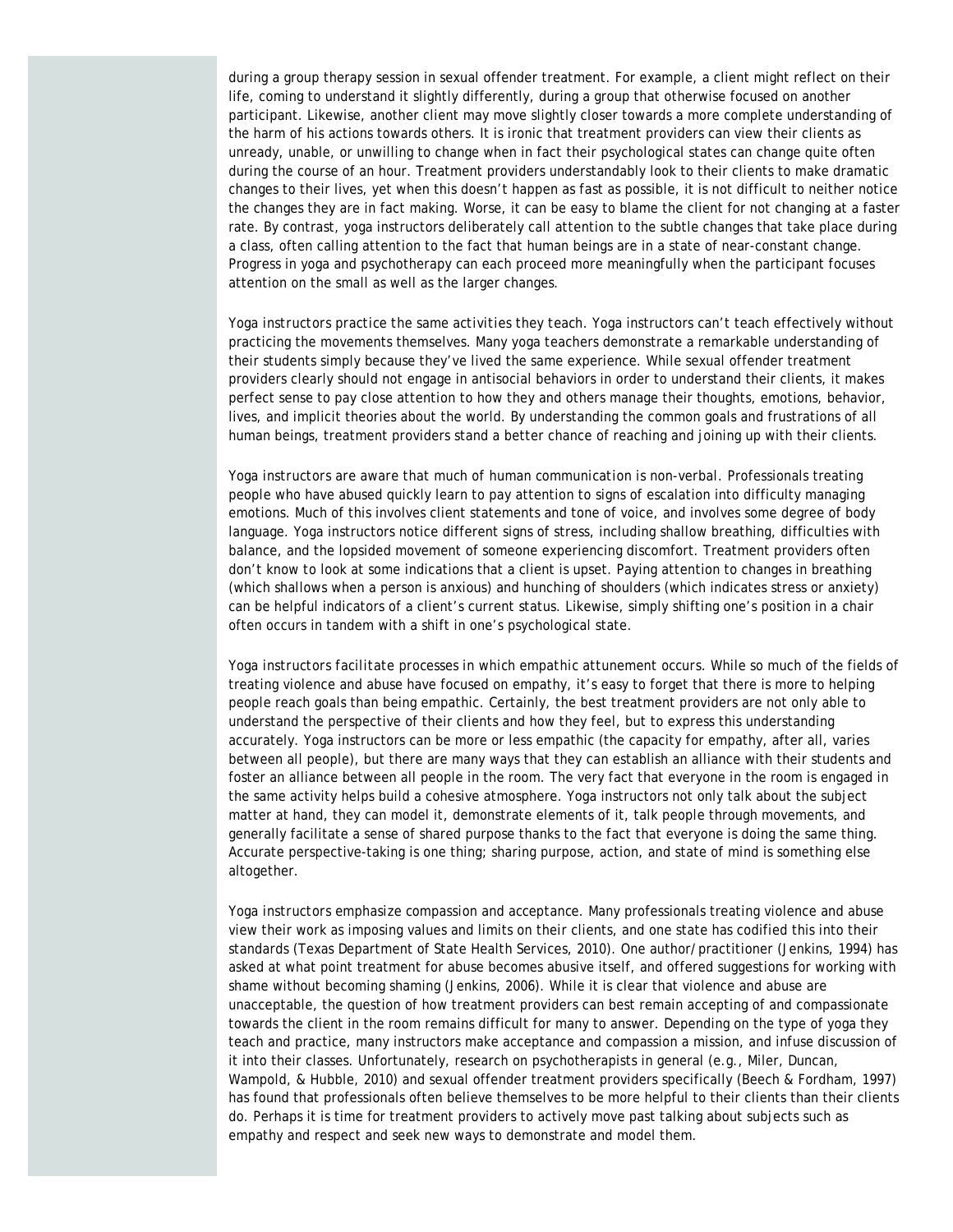during a group therapy session in sexual offender treatment. For example, a client might reflect on their life, coming to understand it slightly differently, during a group that otherwise focused on another participant. Likewise, another client may move slightly closer towards a more complete understanding of the harm of his actions towards others. It is ironic that treatment providers can view their clients as unready, unable, or unwilling to change when in fact their psychological states can change quite often during the course of an hour. Treatment providers understandably look to their clients to make dramatic changes to their lives, yet when this doesn't happen as fast as possible, it is not difficult to neither notice the changes they are in fact making. Worse, it can be easy to blame the client for not changing at a faster rate. By contrast, yoga instructors deliberately call attention to the subtle changes that take place during a class, often calling attention to the fact that human beings are in a state of near-constant change. Progress in yoga and psychotherapy can each proceed more meaningfully when the participant focuses attention on the small as well as the larger changes.

*Yoga instructors practice the same activities they teach.* Yoga instructors can't teach effectively without practicing the movements themselves. Many yoga teachers demonstrate a remarkable understanding of their students simply because they've lived the same experience. While sexual offender treatment providers clearly should not engage in antisocial behaviors in order to understand their clients, it makes perfect sense to pay close attention to how they and others manage their thoughts, emotions, behavior, lives, and implicit theories about the world. By understanding the common goals and frustrations of all human beings, treatment providers stand a better chance of reaching and joining up with their clients.

*Yoga instructors are aware that much of human communication is non-verbal.* Professionals treating people who have abused quickly learn to pay attention to signs of escalation into difficulty managing emotions. Much of this involves client statements and tone of voice, and involves some degree of body language. Yoga instructors notice different signs of stress, including shallow breathing, difficulties with balance, and the lopsided movement of someone experiencing discomfort. Treatment providers often don't know to look at some indications that a client is upset. Paying attention to changes in breathing (which shallows when a person is anxious) and hunching of shoulders (which indicates stress or anxiety) can be helpful indicators of a client's current status. Likewise, simply shifting one's position in a chair often occurs in tandem with a shift in one's psychological state.

*Yoga instructors facilitate processes in which empathic attunement occurs.* While so much of the fields of treating violence and abuse have focused on empathy, it's easy to forget that there is more to helping people reach goals than being empathic. Certainly, the best treatment providers are not only able to understand the perspective of their clients and how they feel, but to express this understanding accurately. Yoga instructors can be more or less empathic (the capacity for empathy, after all, varies between all people), but there are many ways that they can establish an alliance with their students and foster an alliance between all people in the room. The very fact that everyone in the room is engaged in the same activity helps build a cohesive atmosphere. Yoga instructors not only talk about the subject matter at hand, they can model it, demonstrate elements of it, talk people through movements, and generally facilitate a sense of shared purpose thanks to the fact that everyone is doing the same thing. Accurate perspective-taking is one thing; sharing purpose, action, and state of mind is something else altogether.

*Yoga instructors emphasize compassion and acceptance.* Many professionals treating violence and abuse view their work as imposing values and limits on their clients, and one state has codified this into their standards (Texas Department of State Health Services, 2010). One author/practitioner (Jenkins, 1994) has asked at what point treatment for abuse becomes abusive itself, and offered suggestions for working with shame without becoming shaming (Jenkins, 2006). While it is clear that violence and abuse are unacceptable, the question of how treatment providers can best remain accepting of and compassionate towards the client in the room remains difficult for many to answer. Depending on the type of yoga they teach and practice, many instructors make acceptance and compassion a mission, and infuse discussion of it into their classes. Unfortunately, research on psychotherapists in general (e.g., Miler, Duncan, Wampold, & Hubble, 2010) and sexual offender treatment providers specifically (Beech & Fordham, 1997) has found that professionals often believe themselves to be more helpful to their clients than their clients do. Perhaps it is time for treatment providers to actively move past talking about subjects such as empathy and respect and seek new ways to demonstrate and model them.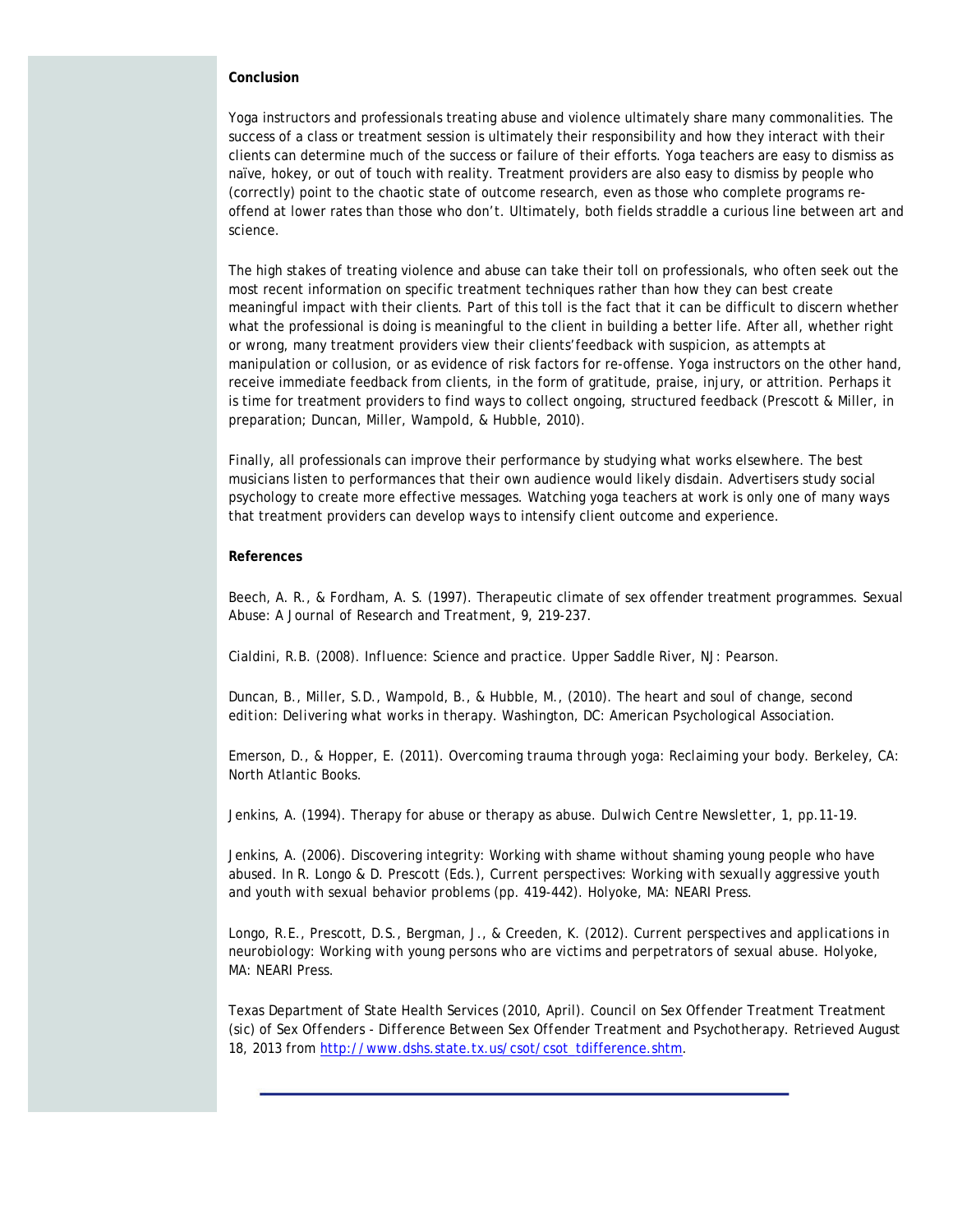**Conclusion**

Yoga instructors and professionals treating abuse and violence ultimately share many commonalities. The success of a class or treatment session is ultimately their responsibility and how they interact with their clients can determine much of the success or failure of their efforts. Yoga teachers are easy to dismiss as naïve, hokey, or out of touch with reality. Treatment providers are also easy to dismiss by people who (correctly) point to the chaotic state of outcome research, even as those who complete programs re-offend at lower rates than those who don't. Ultimately, both fields straddle a curious line between art and science.

The high stakes of treating violence and abuse can take their toll on professionals, who often seek out the most recent information on specific treatment techniques rather than how they can best create meaningful impact with their clients. Part of this toll is the fact that it can be difficult to discern whether what the professional is doing is meaningful to the client in building a better life. After all, whether right or wrong, many treatment providers view their clients' feedback with suspicion, as attempts at manipulation or collusion, or as evidence of risk factors for re-offense. Yoga instructors on the other hand, receive immediate feedback from clients, in the form of gratitude, praise, injury, or attrition. Perhaps it is time for treatment providers to find ways to collect ongoing, structured feedback (Prescott & Miller, in preparation; Duncan, Miller, Wampold, & Hubble, 2010).

Finally, all professionals can improve their performance by studying what works elsewhere. The best musicians listen to performances that their own audience would likely disdain. Advertisers study social psychology to create more effective messages. Watching yoga teachers at work is only one of many ways that treatment providers can develop ways to intensify client outcome and experience.

**References**

Beech, A. R., & Fordham, A. S. (1997). Therapeutic climate of sex offender treatment programmes. *Sexual Abuse: A Journal of Research and Treatment, 9*, 219-237.

Cialdini, R.B. (2008). *Influence: Science and practice.* Upper Saddle River, NJ: Pearson.

Duncan, B., Miller, S.D., Wampold, B., & Hubble, M., (2010). *The heart and soul of change, second edition: Delivering what works in therapy.* Washington, DC: American Psychological Association.

Emerson, D., & Hopper, E. (2011). *Overcoming trauma through yoga: Reclaiming your body.* Berkeley, CA: North Atlantic Books.

Jenkins, A. (1994). Therapy for abuse or therapy as abuse. *Dulwich Centre Newsletter, 1*, pp.11-19.

Jenkins, A. (2006). Discovering integrity: Working with shame without shaming young people who have abused. In R. Longo & D. Prescott (Eds.), *Current perspectives: Working with sexually aggressive youth and youth with sexual behavior problems* (pp. 419-442). Holyoke, MA: NEARI Press.

Longo, R.E., Prescott, D.S., Bergman, J., & Creeden, K. (2012). *Current perspectives and applications in neurobiology: Working with young persons who are victims and perpetrators of sexual abuse.* Holyoke, MA: NEARI Press.

Texas Department of State Health Services (2010, April). *Council on Sex Offender Treatment Treatment (sic) of Sex Offenders - Difference Between Sex Offender Treatment and Psychotherapy.* Retrieved August 18, 2013 from http://www.dshs.state.tx.us/csot/csot_tdifference.shtm.